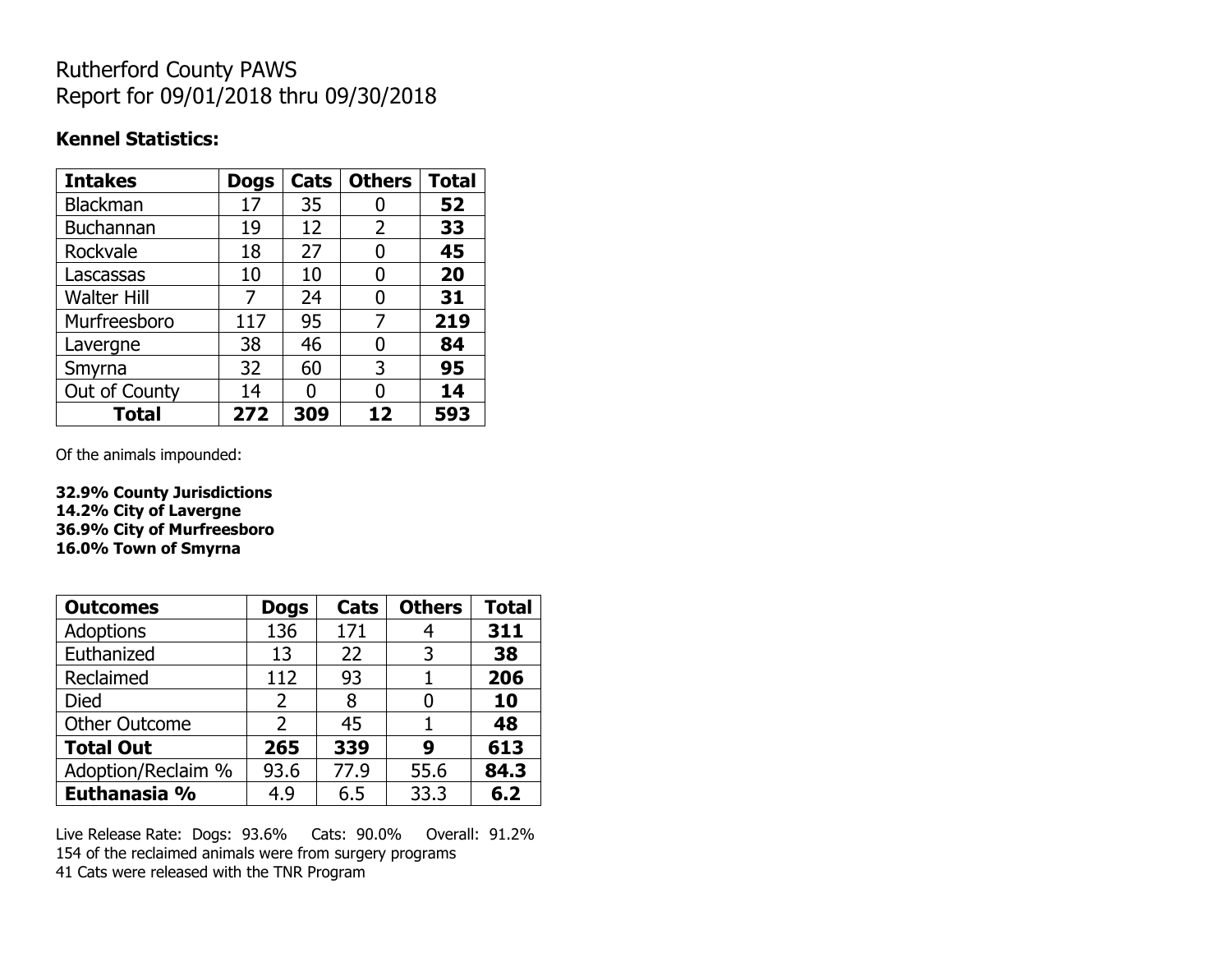# Rutherford County PAWS
# Report for 09/01/2018 thru 09/30/2018

**Kennel Statistics:**

| Intakes | Dogs | Cats | Others | Total |
|---|---|---|---|---|
| Blackman | 17 | 35 | 0 | **52** |
| Buchannan | 19 | 12 | 2 | **33** |
| Rockvale | 18 | 27 | 0 | **45** |
| Lascassas | 10 | 10 | 0 | **20** |
| Walter Hill | 7 | 24 | 0 | **31** |
| Murfreesboro | 117 | 95 | 7 | **219** |
| Lavergne | 38 | 46 | 0 | **84** |
| Smyrna | 32 | 60 | 3 | **95** |
| Out of County | 14 | 0 | 0 | **14** |
| **Total** | **272** | **309** | **12** | **593** |

Of the animals impounded:

**32.9% County Jurisdictions**
**14.2% City of Lavergne**
**36.9% City of Murfreesboro**
**16.0% Town of Smyrna**

| Outcomes | Dogs | Cats | Others | Total |
|---|---|---|---|---|
| Adoptions | 136 | 171 | 4 | **311** |
| Euthanized | 13 | 22 | 3 | **38** |
| Reclaimed | 112 | 93 | 1 | **206** |
| Died | 2 | 8 | 0 | **10** |
| Other Outcome | 2 | 45 | 1 | **48** |
| **Total Out** | **265** | **339** | **9** | **613** |
| Adoption/Reclaim % | 93.6 | 77.9 | 55.6 | **84.3** |
| **Euthanasia %** | 4.9 | 6.5 | 33.3 | **6.2** |

Live Release Rate: Dogs: 93.6% Cats: 90.0% Overall: 91.2%
154 of the reclaimed animals were from surgery programs
41 Cats were released with the TNR Program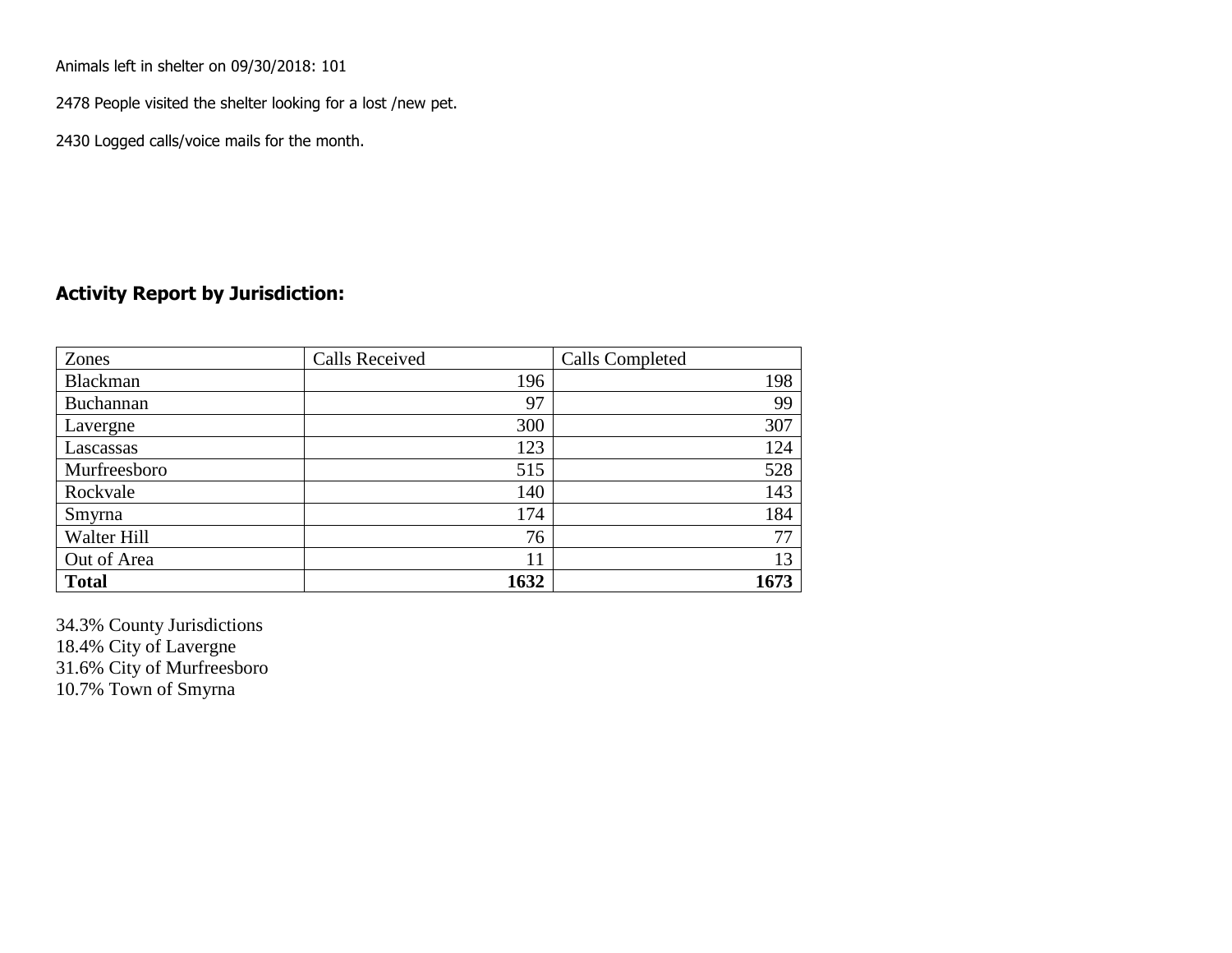Animals left in shelter on 09/30/2018: 101

2478 People visited the shelter looking for a lost /new pet.

2430 Logged calls/voice mails for the month.

## Activity Report by Jurisdiction:

| Zones | Calls Received | Calls Completed |
| --- | --- | --- |
| Blackman | 196 | 198 |
| Buchannan | 97 | 99 |
| Lavergne | 300 | 307 |
| Lascassas | 123 | 124 |
| Murfreesboro | 515 | 528 |
| Rockvale | 140 | 143 |
| Smyrna | 174 | 184 |
| Walter Hill | 76 | 77 |
| Out of Area | 11 | 13 |
| **Total** | **1632** | **1673** |

34.3% County Jurisdictions
18.4% City of Lavergne
31.6% City of Murfreesboro
10.7% Town of Smyrna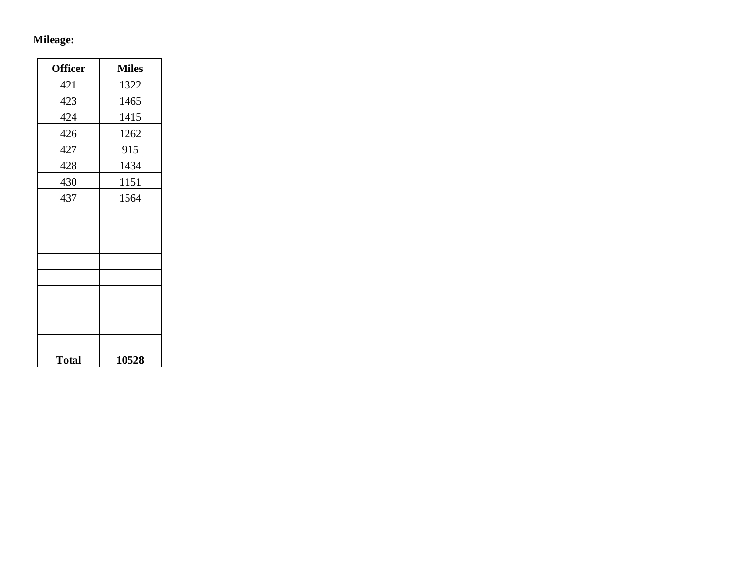**Mileage:**

| Officer | Miles |
|---|---|
| 421 | 1322 |
| 423 | 1465 |
| 424 | 1415 |
| 426 | 1262 |
| 427 | 915 |
| 428 | 1434 |
| 430 | 1151 |
| 437 | 1564 |
| | |
| | |
| | |
| | |
| | |
| | |
| | |
| | |
| | |
| **Total** | **10528** |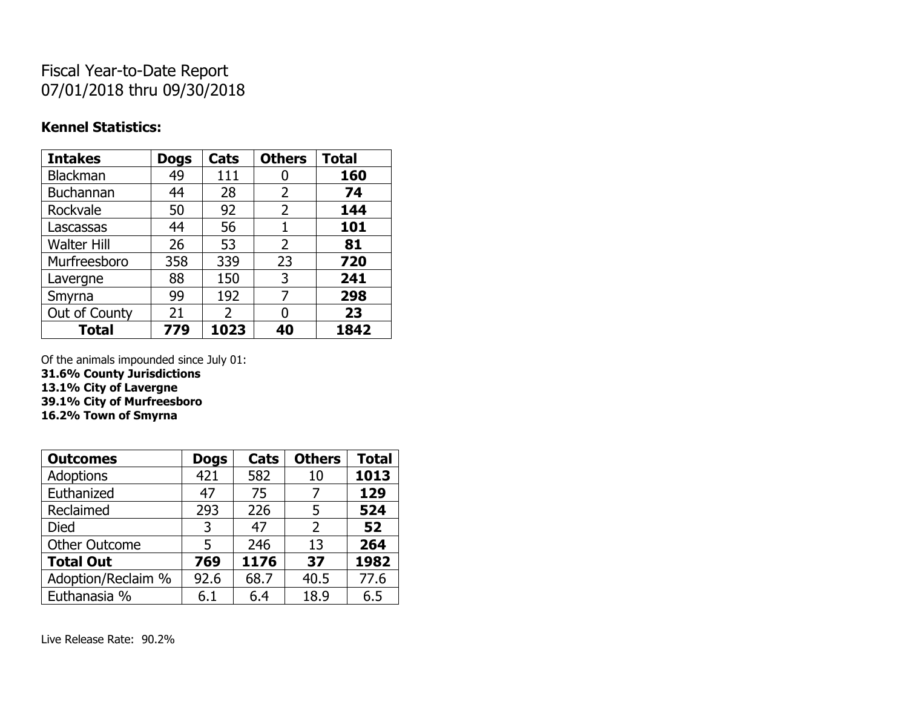# Fiscal Year-to-Date Report
# 07/01/2018 thru 09/30/2018

**Kennel Statistics:**

| Intakes | Dogs | Cats | Others | Total |
|---|---|---|---|---|
| Blackman | 49 | 111 | 0 | **160** |
| Buchannan | 44 | 28 | 2 | **74** |
| Rockvale | 50 | 92 | 2 | **144** |
| Lascassas | 44 | 56 | 1 | **101** |
| Walter Hill | 26 | 53 | 2 | **81** |
| Murfreesboro | 358 | 339 | 23 | **720** |
| Lavergne | 88 | 150 | 3 | **241** |
| Smyrna | 99 | 192 | 7 | **298** |
| Out of County | 21 | 2 | 0 | **23** |
| **Total** | **779** | **1023** | **40** | **1842** |

Of the animals impounded since July 01:
**31.6% County Jurisdictions**
**13.1% City of Lavergne**
**39.1% City of Murfreesboro**
**16.2% Town of Smyrna**

| Outcomes | Dogs | Cats | Others | Total |
|---|---|---|---|---|
| Adoptions | 421 | 582 | 10 | **1013** |
| Euthanized | 47 | 75 | 7 | **129** |
| Reclaimed | 293 | 226 | 5 | **524** |
| Died | 3 | 47 | 2 | **52** |
| Other Outcome | 5 | 246 | 13 | **264** |
| **Total Out** | **769** | **1176** | **37** | **1982** |
| Adoption/Reclaim % | 92.6 | 68.7 | 40.5 | 77.6 |
| Euthanasia % | 6.1 | 6.4 | 18.9 | 6.5 |

Live Release Rate: 90.2%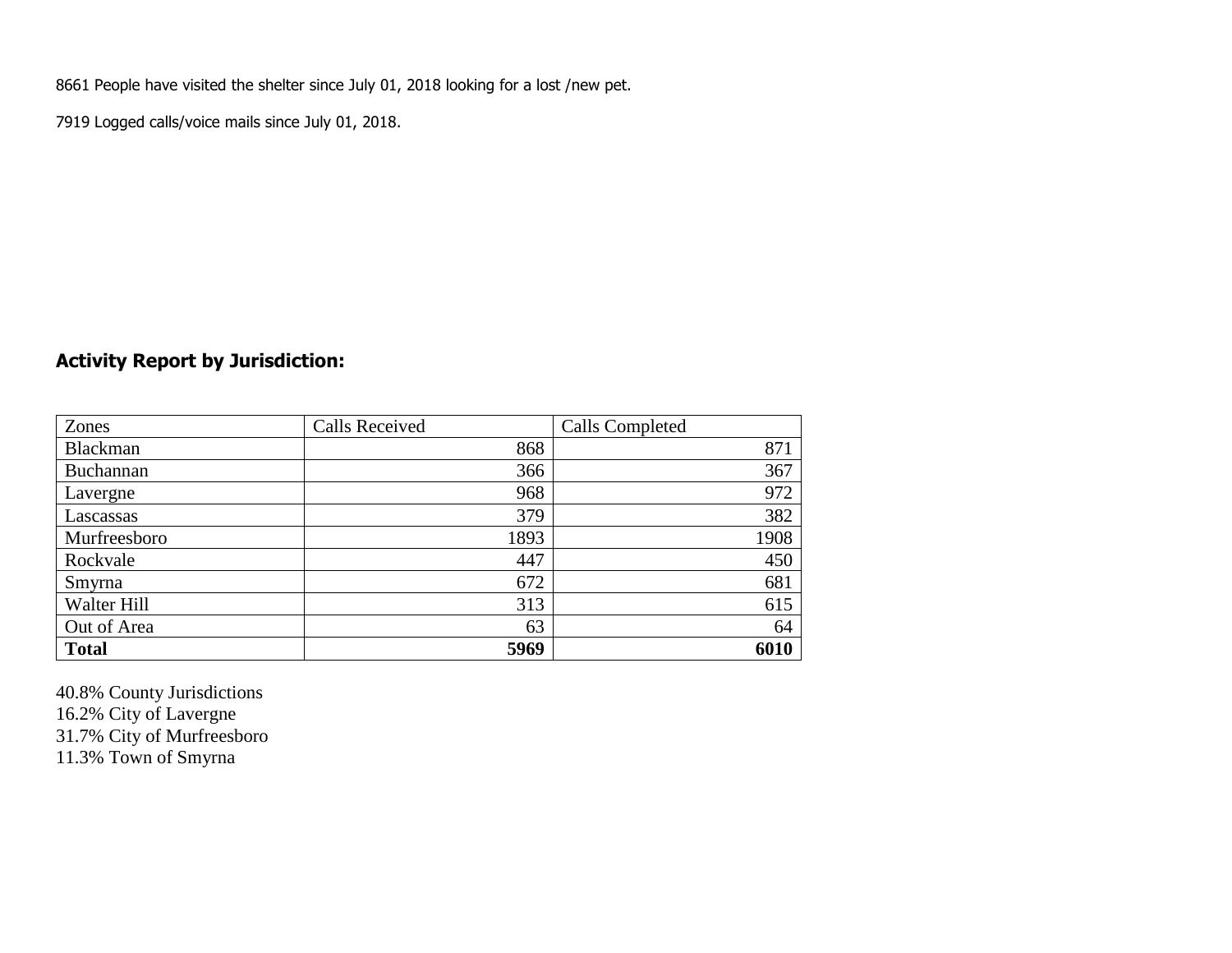8661 People have visited the shelter since July 01, 2018 looking for a lost /new pet.

7919 Logged calls/voice mails since July 01, 2018.

### Activity Report by Jurisdiction:

| Zones | Calls Received | Calls Completed |
|---|---|---|
| Blackman | 868 | 871 |
| Buchannan | 366 | 367 |
| Lavergne | 968 | 972 |
| Lascassas | 379 | 382 |
| Murfreesboro | 1893 | 1908 |
| Rockvale | 447 | 450 |
| Smyrna | 672 | 681 |
| Walter Hill | 313 | 615 |
| Out of Area | 63 | 64 |
| **Total** | **5969** | **6010** |

40.8% County Jurisdictions
16.2% City of Lavergne
31.7% City of Murfreesboro
11.3% Town of Smyrna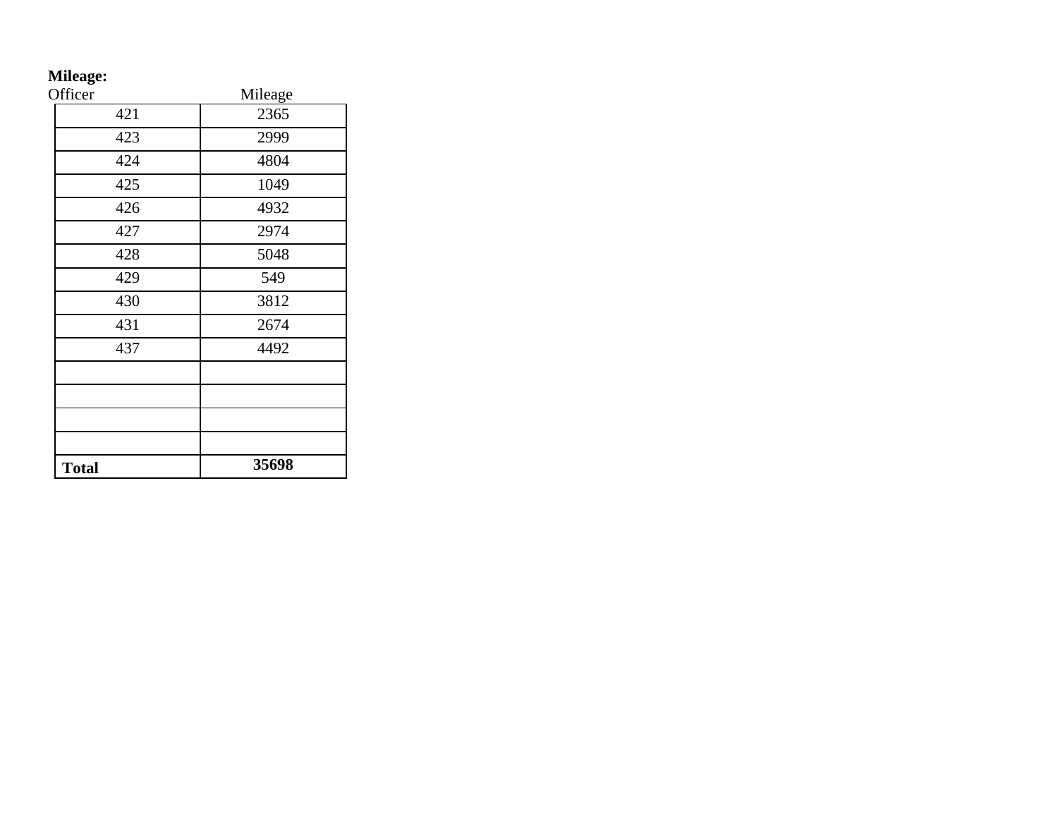**Mileage:**

| Officer | Mileage |
|---|---|
| 421 | 2365 |
| 423 | 2999 |
| 424 | 4804 |
| 425 | 1049 |
| 426 | 4932 |
| 427 | 2974 |
| 428 | 5048 |
| 429 | 549 |
| 430 | 3812 |
| 431 | 2674 |
| 437 | 4492 |
| | |
| | |
| | |
| | |
| **Total** | **35698** |